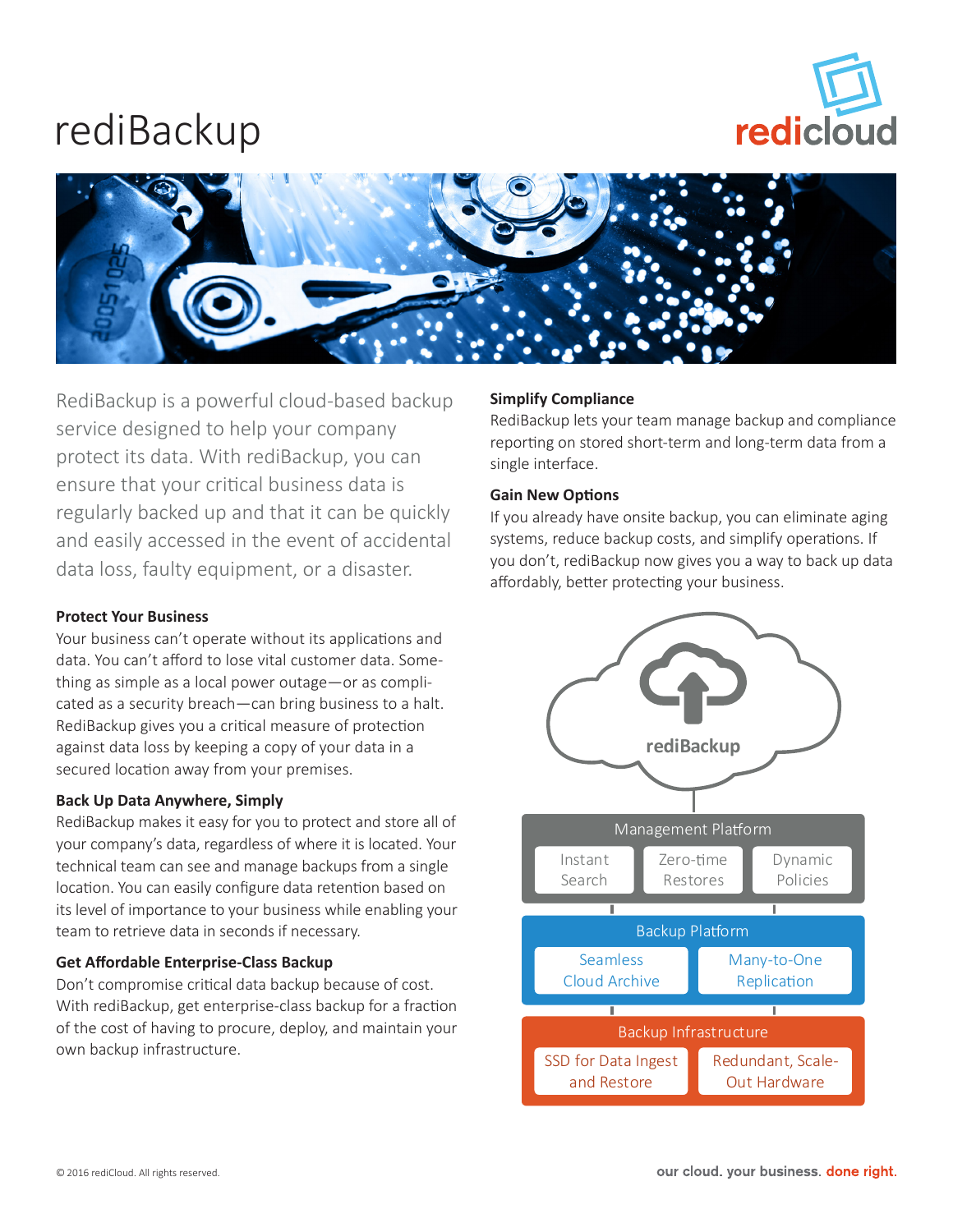# rediBackup

RediBackup is a powerful cloud-based backup service designed to help your company protect its data. With rediBackup, you can ensure that your critical business data is regularly backed up and that it can be quickly and easily accessed in the event of accidental data loss, faulty equipment, or a disaster.

### Protect Your Business

Your business can't operate without its applications and data. You can't afford to lose vital customer data. Something as simple as a local power outage—or as complicated as a security breach—can bring business to a halt. RediBackup gives you a critical measure of protection against data loss by keeping a copy of your data in a secured location away from your premises.

### Back Up Data Anywhere, Simply

RediBackup makes it easy for you to protect and store all of your company's data, regardless of where it is located. Your technical team can see and manage backups from a single location. You can easily configure data retention based on its level of importance to your business while enabling your team to retrieve data in seconds if necessary.

### Get Affordable Enterprise-Class Backup

Don't compromise critical data backup because of cost. With rediBackup, get enterprise-class backup for a fraction of the cost of having to procure, deploy, and maintain your own backup infrastructure.

### Simplify Compliance

RediBackup lets your team manage backup and compliance reporting on stored short-term and long-term data from a single interface.

### Gain New Options

If you already have onsite backup, you can eliminate aging systems, reduce backup costs, and simplify operations. If you don't, rediBackup now gives you a way to back up data affordably, better protecting your business.

**rediBackup**

**Management Platform**
- Instant Search
- Zero-time Restores
- Dynamic Policies

**Backup Platform**
- Seamless Cloud Archive
- Many-to-One Replication

**Backup Infrastructure**
- SSD for Data Ingest and Restore
- Redundant, Scale-Out Hardware

© 2016 rediCloud. All rights reserved.

our cloud. your business. done right.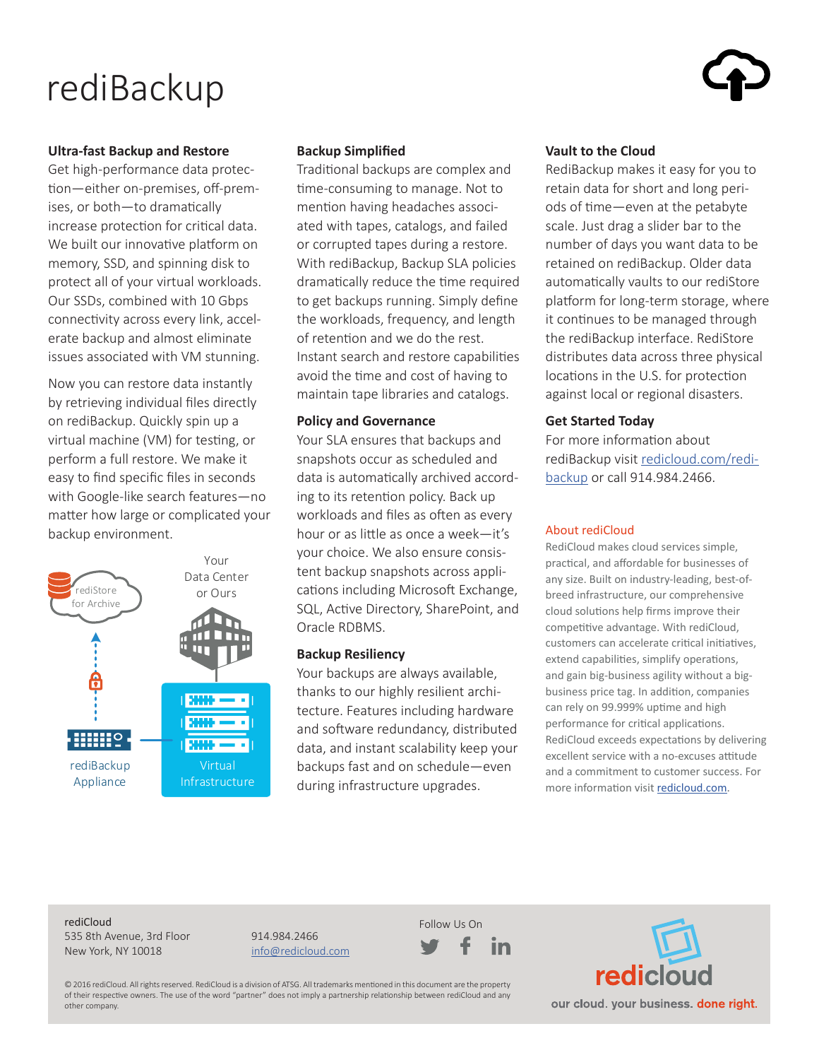# rediBackup

### Ultra-fast Backup and Restore

Get high-performance data protection—either on-premises, off-premises, or both—to dramatically increase protection for critical data. We built our innovative platform on memory, SSD, and spinning disk to protect all of your virtual workloads. Our SSDs, combined with 10 Gbps connectivity across every link, accelerate backup and almost eliminate issues associated with VM stunning.

Now you can restore data instantly by retrieving individual files directly on rediBackup. Quickly spin up a virtual machine (VM) for testing, or perform a full restore. We make it easy to find specific files in seconds with Google-like search features—no matter how large or complicated your backup environment.

rediStore for Archive

Your Data Center or Ours

rediBackup Appliance

Virtual Infrastructure

### Backup Simplified

Traditional backups are complex and time-consuming to manage. Not to mention having headaches associated with tapes, catalogs, and failed or corrupted tapes during a restore. With rediBackup, Backup SLA policies dramatically reduce the time required to get backups running. Simply define the workloads, frequency, and length of retention and we do the rest. Instant search and restore capabilities avoid the time and cost of having to maintain tape libraries and catalogs.

### Policy and Governance

Your SLA ensures that backups and snapshots occur as scheduled and data is automatically archived according to its retention policy. Back up workloads and files as often as every hour or as little as once a week—it's your choice. We also ensure consistent backup snapshots across applications including Microsoft Exchange, SQL, Active Directory, SharePoint, and Oracle RDBMS.

### Backup Resiliency

Your backups are always available, thanks to our highly resilient architecture. Features including hardware and software redundancy, distributed data, and instant scalability keep your backups fast and on schedule—even during infrastructure upgrades.

### Vault to the Cloud

RediBackup makes it easy for you to retain data for short and long periods of time—even at the petabyte scale. Just drag a slider bar to the number of days you want data to be retained on rediBackup. Older data automatically vaults to our rediStore platform for long-term storage, where it continues to be managed through the rediBackup interface. RediStore distributes data across three physical locations in the U.S. for protection against local or regional disasters.

### Get Started Today

For more information about rediBackup visit redicloud.com/redi-backup or call 914.984.2466.

### About rediCloud

RediCloud makes cloud services simple, practical, and affordable for businesses of any size. Built on industry-leading, best-of-breed infrastructure, our comprehensive cloud solutions help firms improve their competitive advantage. With rediCloud, customers can accelerate critical initiatives, extend capabilities, simplify operations, and gain big-business agility without a big-business price tag. In addition, companies can rely on 99.999% uptime and high performance for critical applications. RediCloud exceeds expectations by delivering excellent service with a no-excuses attitude and a commitment to customer success. For more information visit redicloud.com.

rediCloud
535 8th Avenue, 3rd Floor
New York, NY 10018

914.984.2466
info@redicloud.com

Follow Us On

© 2016 rediCloud. All rights reserved. RediCloud is a division of ATSG. All trademarks mentioned in this document are the property of their respective owners. The use of the word "partner" does not imply a partnership relationship between rediCloud and any other company.

redicloud

our cloud. your business. done right.